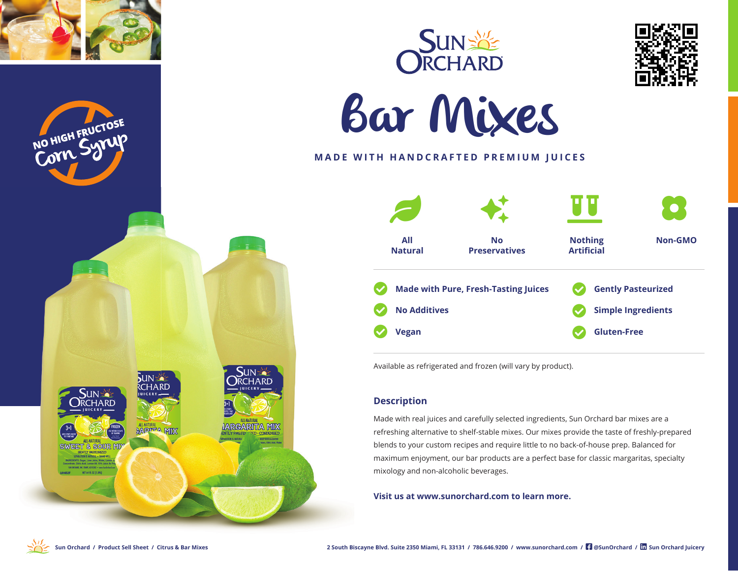# Sun Orchard

# Bar Mixes

**MADE WITH HANDCRAFTED PREMIUM JUICES**

NO HIGH FRUCTOSE Corn Syrup

- All Natural
- No Preservatives
- Nothing Artificial
- Non-GMO

- Made with Pure, Fresh-Tasting Juices
- No Additives
- Vegan
- Gently Pasteurized
- Simple Ingredients
- Gluten-Free

Available as refrigerated and frozen (will vary by product).

## Description

Made with real juices and carefully selected ingredients, Sun Orchard bar mixes are a refreshing alternative to shelf-stable mixes. Our mixes provide the taste of freshly-prepared blends to your custom recipes and require little to no back-of-house prep. Balanced for maximum enjoyment, our bar products are a perfect base for classic margaritas, specialty mixology and non-alcoholic beverages.

**Visit us at www.sunorchard.com to learn more.**

Sun Orchard / Product Sell Sheet / Citrus & Bar Mixes

2 South Biscayne Blvd. Suite 2350 Miami, FL 33131 / 786.646.9200 / www.sunorchard.com / @SunOrchard / Sun Orchard Juicery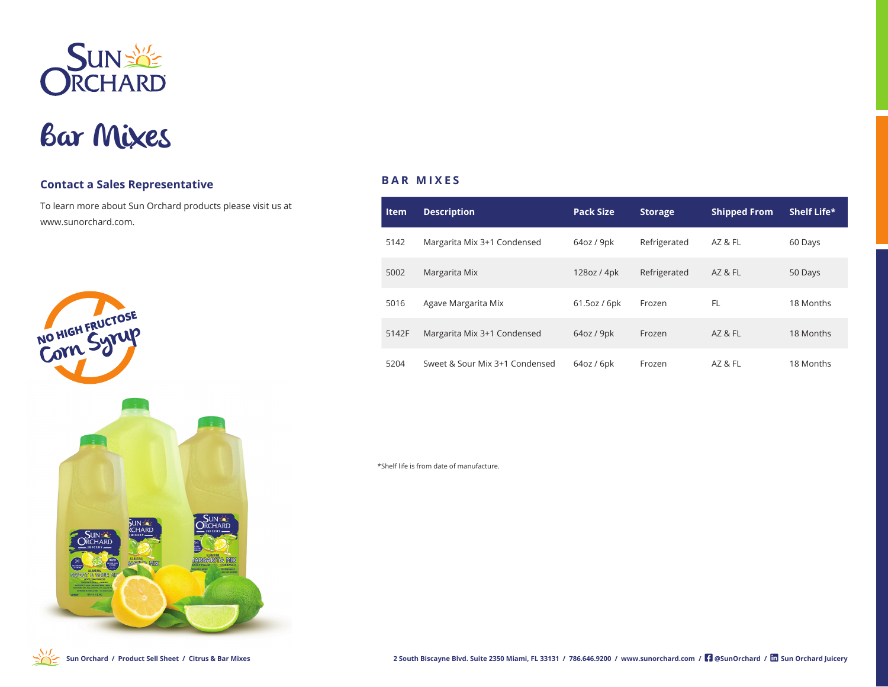# Bar Mixes

### Contact a Sales Representative

To learn more about Sun Orchard products please visit us at www.sunorchard.com.

NO HIGH FRUCTOSE Corn Syrup

## BAR MIXES

| Item | Description | Pack Size | Storage | Shipped From | Shelf Life* |
|---|---|---|---|---|---|
| 5142 | Margarita Mix 3+1 Condensed | 64oz / 9pk | Refrigerated | AZ & FL | 60 Days |
| 5002 | Margarita Mix | 128oz / 4pk | Refrigerated | AZ & FL | 50 Days |
| 5016 | Agave Margarita Mix | 61.5oz / 6pk | Frozen | FL | 18 Months |
| 5142F | Margarita Mix 3+1 Condensed | 64oz / 9pk | Frozen | AZ & FL | 18 Months |
| 5204 | Sweet & Sour Mix 3+1 Condensed | 64oz / 6pk | Frozen | AZ & FL | 18 Months |

*Shelf life is from date of manufacture.

Sun Orchard / Product Sell Sheet / Citrus & Bar Mixes

2 South Biscayne Blvd. Suite 2350 Miami, FL 33131 / 786.646.9200 / www.sunorchard.com / @SunOrchard / Sun Orchard Juicery